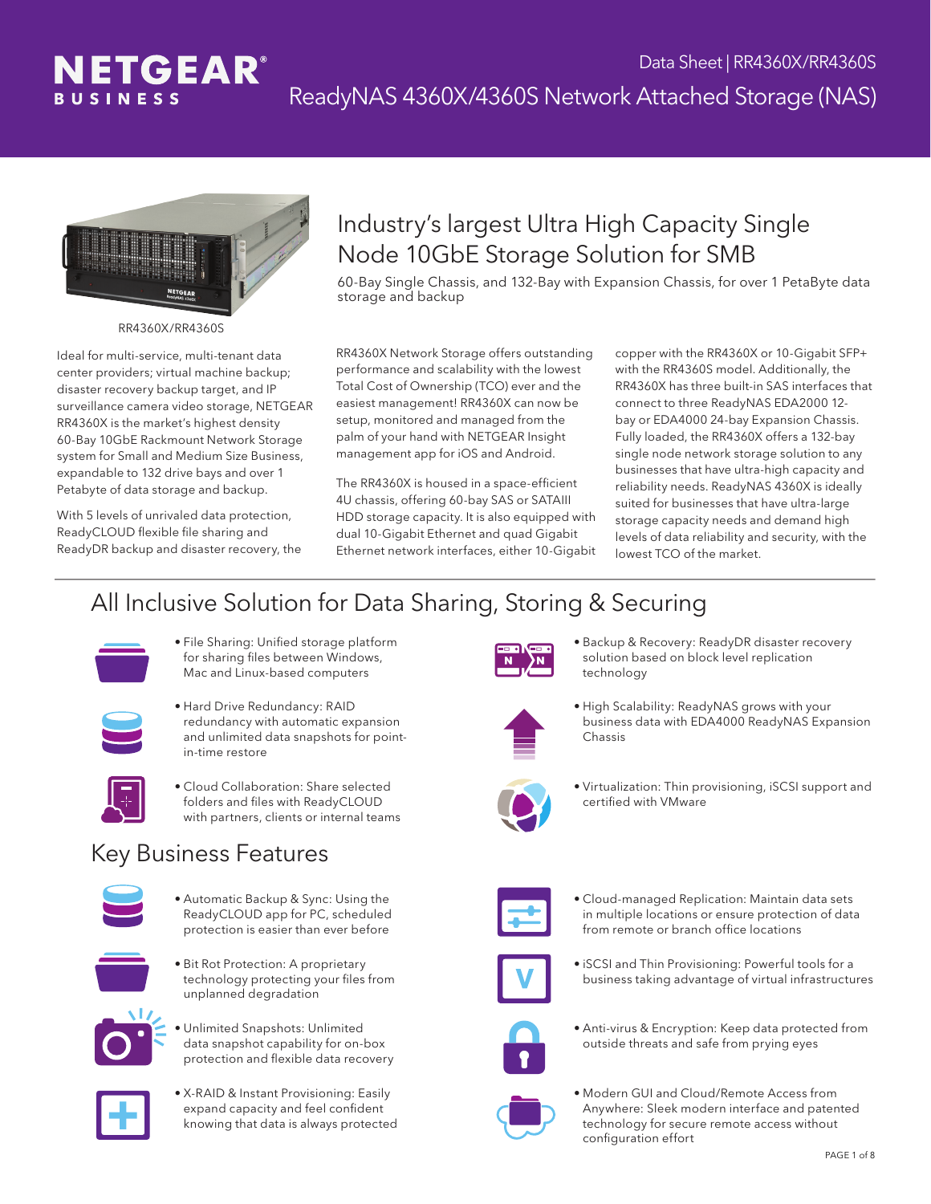# ReadyNAS 4360X/4360S Network Attached Storage (NAS)

Data Sheet | RR4360X/RR4360S

RR4360X/RR4360S

## Industry's largest Ultra High Capacity Single Node 10GbE Storage Solution for SMB

60-Bay Single Chassis, and 132-Bay with Expansion Chassis, for over 1 PetaByte data storage and backup

Ideal for multi-service, multi-tenant data center providers; virtual machine backup; disaster recovery backup target, and IP surveillance camera video storage, NETGEAR RR4360X is the market's highest density 60-Bay 10GbE Rackmount Network Storage system for Small and Medium Size Business, expandable to 132 drive bays and over 1 Petabyte of data storage and backup.

With 5 levels of unrivaled data protection, ReadyCLOUD flexible file sharing and ReadyDR backup and disaster recovery, the RR4360X Network Storage offers outstanding performance and scalability with the lowest Total Cost of Ownership (TCO) ever and the easiest management! RR4360X can now be setup, monitored and managed from the palm of your hand with NETGEAR Insight management app for iOS and Android.

The RR4360X is housed in a space-efficient 4U chassis, offering 60-bay SAS or SATAIII HDD storage capacity. It is also equipped with dual 10-Gigabit Ethernet and quad Gigabit Ethernet network interfaces, either 10-Gigabit copper with the RR4360X or 10-Gigabit SFP+ with the RR4360S model. Additionally, the RR4360X has three built-in SAS interfaces that connect to three ReadyNAS EDA2000 12-bay or EDA4000 24-bay Expansion Chassis. Fully loaded, the RR4360X offers a 132-bay single node network storage solution to any businesses that have ultra-high capacity and reliability needs. ReadyNAS 4360X is ideally suited for businesses that have ultra-large storage capacity needs and demand high levels of data reliability and security, with the lowest TCO of the market.

## All Inclusive Solution for Data Sharing, Storing & Securing

- File Sharing: Unified storage platform for sharing files between Windows, Mac and Linux-based computers
- Hard Drive Redundancy: RAID redundancy with automatic expansion and unlimited data snapshots for point-in-time restore
- Cloud Collaboration: Share selected folders and files with ReadyCLOUD with partners, clients or internal teams
- Backup & Recovery: ReadyDR disaster recovery solution based on block level replication technology
- High Scalability: ReadyNAS grows with your business data with EDA4000 ReadyNAS Expansion Chassis
- Virtualization: Thin provisioning, iSCSI support and certified with VMware

## Key Business Features

- Automatic Backup & Sync: Using the ReadyCLOUD app for PC, scheduled protection is easier than ever before
- Bit Rot Protection: A proprietary technology protecting your files from unplanned degradation
- Unlimited Snapshots: Unlimited data snapshot capability for on-box protection and flexible data recovery
- X-RAID & Instant Provisioning: Easily expand capacity and feel confident knowing that data is always protected
- Cloud-managed Replication: Maintain data sets in multiple locations or ensure protection of data from remote or branch office locations
- iSCSI and Thin Provisioning: Powerful tools for a business taking advantage of virtual infrastructures
- Anti-virus & Encryption: Keep data protected from outside threats and safe from prying eyes
- Modern GUI and Cloud/Remote Access from Anywhere: Sleek modern interface and patented technology for secure remote access without configuration effort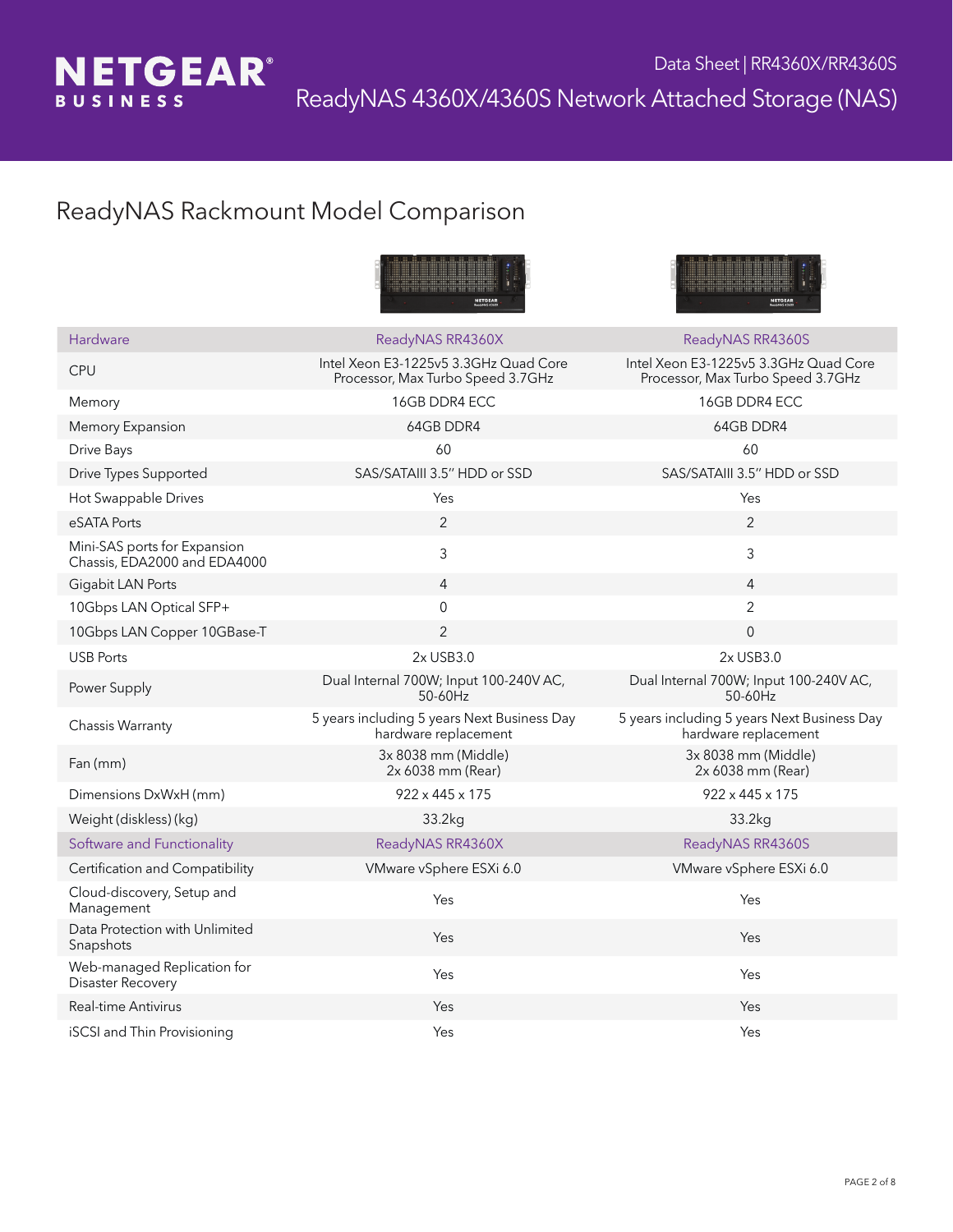## ReadyNAS Rackmount Model Comparison

| Hardware | ReadyNAS RR4360X | ReadyNAS RR4360S |
|---|---|---|
| CPU | Intel Xeon E3-1225v5 3.3GHz Quad Core Processor, Max Turbo Speed 3.7GHz | Intel Xeon E3-1225v5 3.3GHz Quad Core Processor, Max Turbo Speed 3.7GHz |
| Memory | 16GB DDR4 ECC | 16GB DDR4 ECC |
| Memory Expansion | 64GB DDR4 | 64GB DDR4 |
| Drive Bays | 60 | 60 |
| Drive Types Supported | SAS/SATAIII 3.5" HDD or SSD | SAS/SATAIII 3.5" HDD or SSD |
| Hot Swappable Drives | Yes | Yes |
| eSATA Ports | 2 | 2 |
| Mini-SAS ports for Expansion Chassis, EDA2000 and EDA4000 | 3 | 3 |
| Gigabit LAN Ports | 4 | 4 |
| 10Gbps LAN Optical SFP+ | 0 | 2 |
| 10Gbps LAN Copper 10GBase-T | 2 | 0 |
| USB Ports | 2x USB3.0 | 2x USB3.0 |
| Power Supply | Dual Internal 700W; Input 100-240V AC, 50-60Hz | Dual Internal 700W; Input 100-240V AC, 50-60Hz |
| Chassis Warranty | 5 years including 5 years Next Business Day hardware replacement | 5 years including 5 years Next Business Day hardware replacement |
| Fan (mm) | 3x 8038 mm (Middle)<br>2x 6038 mm (Rear) | 3x 8038 mm (Middle)<br>2x 6038 mm (Rear) |
| Dimensions DxWxH (mm) | 922 x 445 x 175 | 922 x 445 x 175 |
| Weight (diskless) (kg) | 33.2kg | 33.2kg |
| **Software and Functionality** | **ReadyNAS RR4360X** | **ReadyNAS RR4360S** |
| Certification and Compatibility | VMware vSphere ESXi 6.0 | VMware vSphere ESXi 6.0 |
| Cloud-discovery, Setup and Management | Yes | Yes |
| Data Protection with Unlimited Snapshots | Yes | Yes |
| Web-managed Replication for Disaster Recovery | Yes | Yes |
| Real-time Antivirus | Yes | Yes |
| iSCSI and Thin Provisioning | Yes | Yes |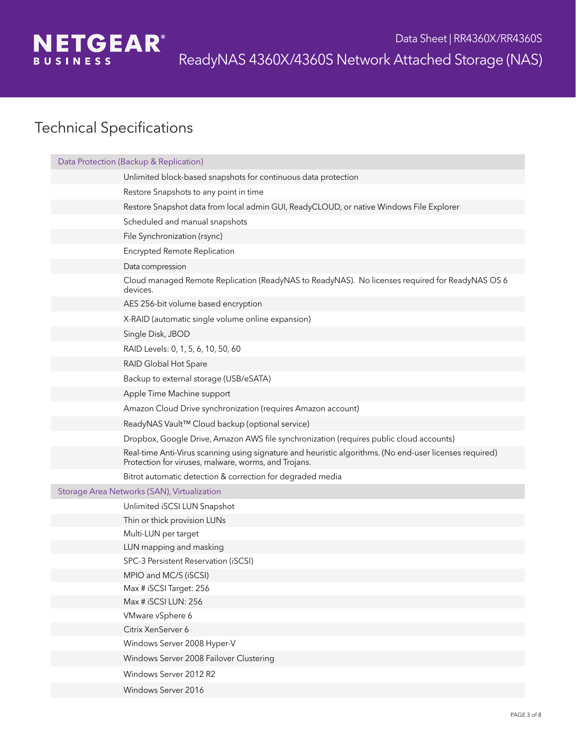## Technical Specifications

| Data Protection (Backup & Replication) | |
|---|---|
| | Unlimited block-based snapshots for continuous data protection |
| | Restore Snapshots to any point in time |
| | Restore Snapshot data from local admin GUI, ReadyCLOUD, or native Windows File Explorer |
| | Scheduled and manual snapshots |
| | File Synchronization (rsync) |
| | Encrypted Remote Replication |
| | Data compression |
| | Cloud managed Remote Replication (ReadyNAS to ReadyNAS). No licenses required for ReadyNAS OS 6 devices. |
| | AES 256-bit volume based encryption |
| | X-RAID (automatic single volume online expansion) |
| | Single Disk, JBOD |
| | RAID Levels: 0, 1, 5, 6, 10, 50, 60 |
| | RAID Global Hot Spare |
| | Backup to external storage (USB/eSATA) |
| | Apple Time Machine support |
| | Amazon Cloud Drive synchronization (requires Amazon account) |
| | ReadyNAS Vault™ Cloud backup (optional service) |
| | Dropbox, Google Drive, Amazon AWS file synchronization (requires public cloud accounts) |
| | Real-time Anti-Virus scanning using signature and heuristic algorithms. (No end-user licenses required) Protection for viruses, malware, worms, and Trojans. |
| | Bitrot automatic detection & correction for degraded media |
| **Storage Area Networks (SAN), Virtualization** | |
| | Unlimited iSCSI LUN Snapshot |
| | Thin or thick provision LUNs |
| | Multi-LUN per target |
| | LUN mapping and masking |
| | SPC-3 Persistent Reservation (iSCSI) |
| | MPIO and MC/S (iSCSI) |
| | Max # iSCSI Target: 256 |
| | Max # iSCSI LUN: 256 |
| | VMware vSphere 6 |
| | Citrix XenServer 6 |
| | Windows Server 2008 Hyper-V |
| | Windows Server 2008 Failover Clustering |
| | Windows Server 2012 R2 |
| | Windows Server 2016 |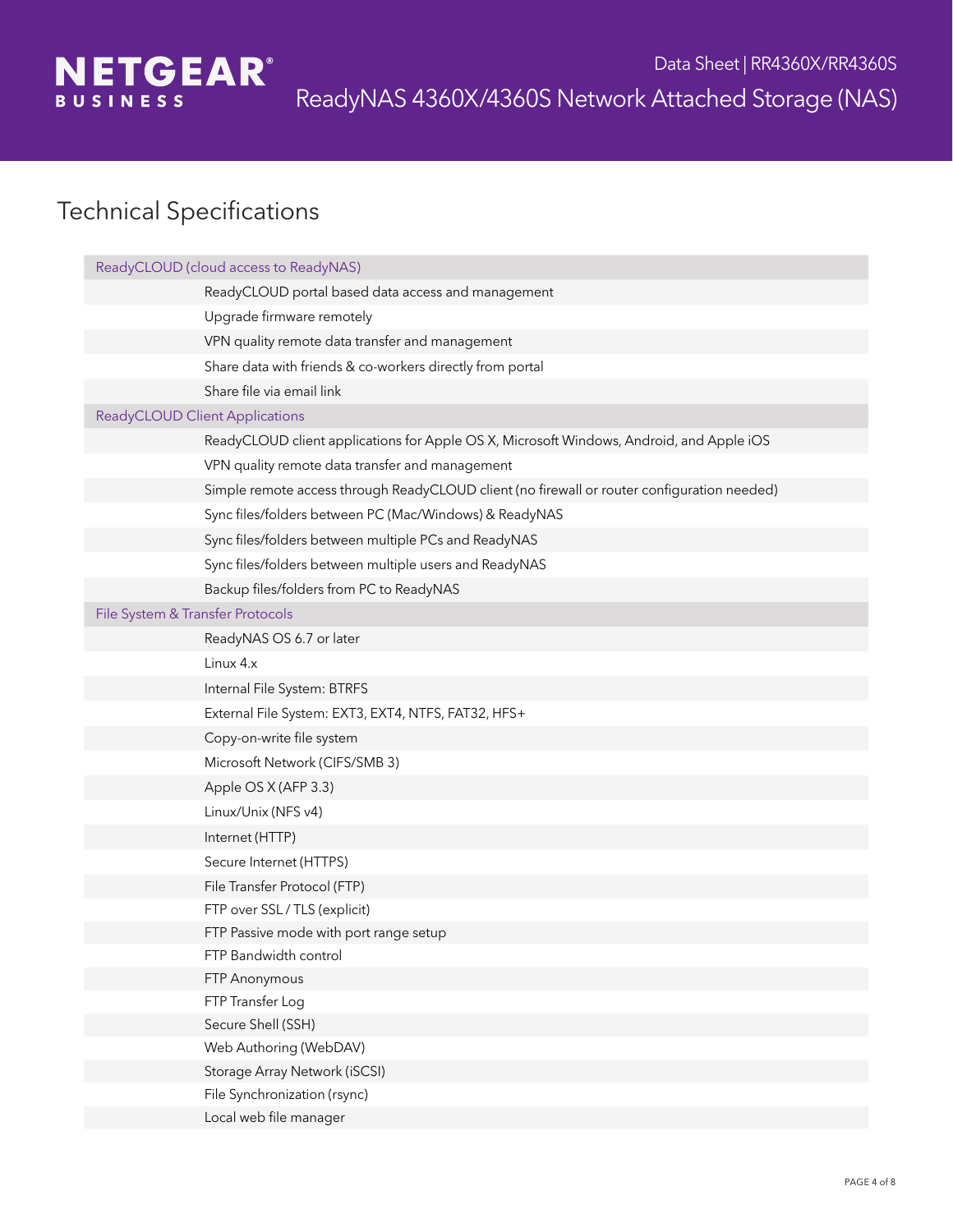## Technical Specifications

| ReadyCLOUD (cloud access to ReadyNAS) | |
|---|---|
| | ReadyCLOUD portal based data access and management |
| | Upgrade firmware remotely |
| | VPN quality remote data transfer and management |
| | Share data with friends & co-workers directly from portal |
| | Share file via email link |
| **ReadyCLOUD Client Applications** | |
| | ReadyCLOUD client applications for Apple OS X, Microsoft Windows, Android, and Apple iOS |
| | VPN quality remote data transfer and management |
| | Simple remote access through ReadyCLOUD client (no firewall or router configuration needed) |
| | Sync files/folders between PC (Mac/Windows) & ReadyNAS |
| | Sync files/folders between multiple PCs and ReadyNAS |
| | Sync files/folders between multiple users and ReadyNAS |
| | Backup files/folders from PC to ReadyNAS |
| **File System & Transfer Protocols** | |
| | ReadyNAS OS 6.7 or later |
| | Linux 4.x |
| | Internal File System: BTRFS |
| | External File System: EXT3, EXT4, NTFS, FAT32, HFS+ |
| | Copy-on-write file system |
| | Microsoft Network (CIFS/SMB 3) |
| | Apple OS X (AFP 3.3) |
| | Linux/Unix (NFS v4) |
| | Internet (HTTP) |
| | Secure Internet (HTTPS) |
| | File Transfer Protocol (FTP) |
| | FTP over SSL / TLS (explicit) |
| | FTP Passive mode with port range setup |
| | FTP Bandwidth control |
| | FTP Anonymous |
| | FTP Transfer Log |
| | Secure Shell (SSH) |
| | Web Authoring (WebDAV) |
| | Storage Array Network (iSCSI) |
| | File Synchronization (rsync) |
| | Local web file manager |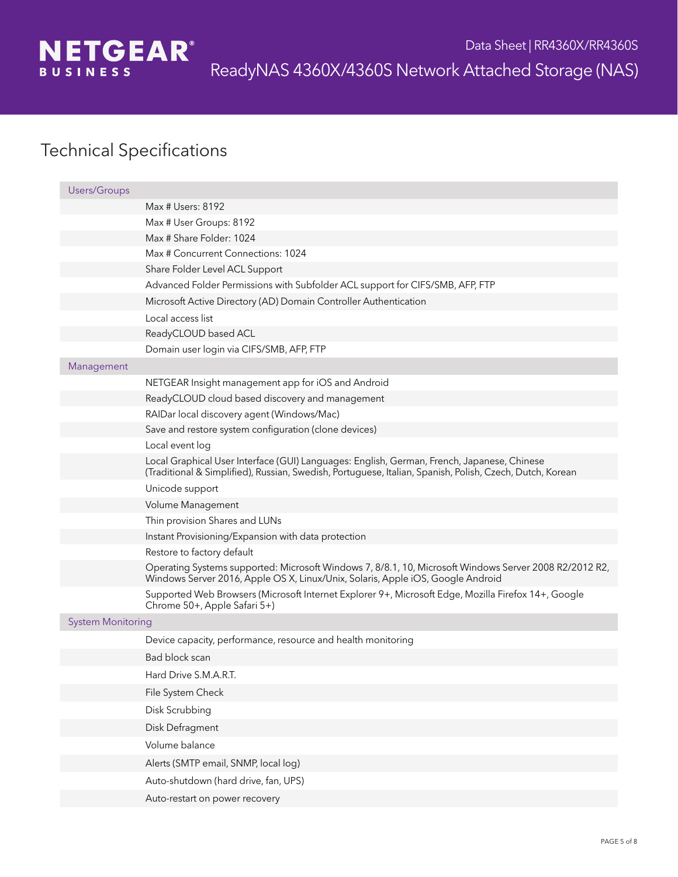## Technical Specifications

| Category | Specification |
|---|---|
| **Users/Groups** | |
| | Max # Users: 8192 |
| | Max # User Groups: 8192 |
| | Max # Share Folder: 1024 |
| | Max # Concurrent Connections: 1024 |
| | Share Folder Level ACL Support |
| | Advanced Folder Permissions with Subfolder ACL support for CIFS/SMB, AFP, FTP |
| | Microsoft Active Directory (AD) Domain Controller Authentication |
| | Local access list |
| | ReadyCLOUD based ACL |
| | Domain user login via CIFS/SMB, AFP, FTP |
| **Management** | |
| | NETGEAR Insight management app for iOS and Android |
| | ReadyCLOUD cloud based discovery and management |
| | RAIDar local discovery agent (Windows/Mac) |
| | Save and restore system configuration (clone devices) |
| | Local event log |
| | Local Graphical User Interface (GUI) Languages: English, German, French, Japanese, Chinese (Traditional & Simplified), Russian, Swedish, Portuguese, Italian, Spanish, Polish, Czech, Dutch, Korean |
| | Unicode support |
| | Volume Management |
| | Thin provision Shares and LUNs |
| | Instant Provisioning/Expansion with data protection |
| | Restore to factory default |
| | Operating Systems supported: Microsoft Windows 7, 8/8.1, 10, Microsoft Windows Server 2008 R2/2012 R2, Windows Server 2016, Apple OS X, Linux/Unix, Solaris, Apple iOS, Google Android |
| | Supported Web Browsers (Microsoft Internet Explorer 9+, Microsoft Edge, Mozilla Firefox 14+, Google Chrome 50+, Apple Safari 5+) |
| **System Monitoring** | |
| | Device capacity, performance, resource and health monitoring |
| | Bad block scan |
| | Hard Drive S.M.A.R.T. |
| | File System Check |
| | Disk Scrubbing |
| | Disk Defragment |
| | Volume balance |
| | Alerts (SMTP email, SNMP, local log) |
| | Auto-shutdown (hard drive, fan, UPS) |
| | Auto-restart on power recovery |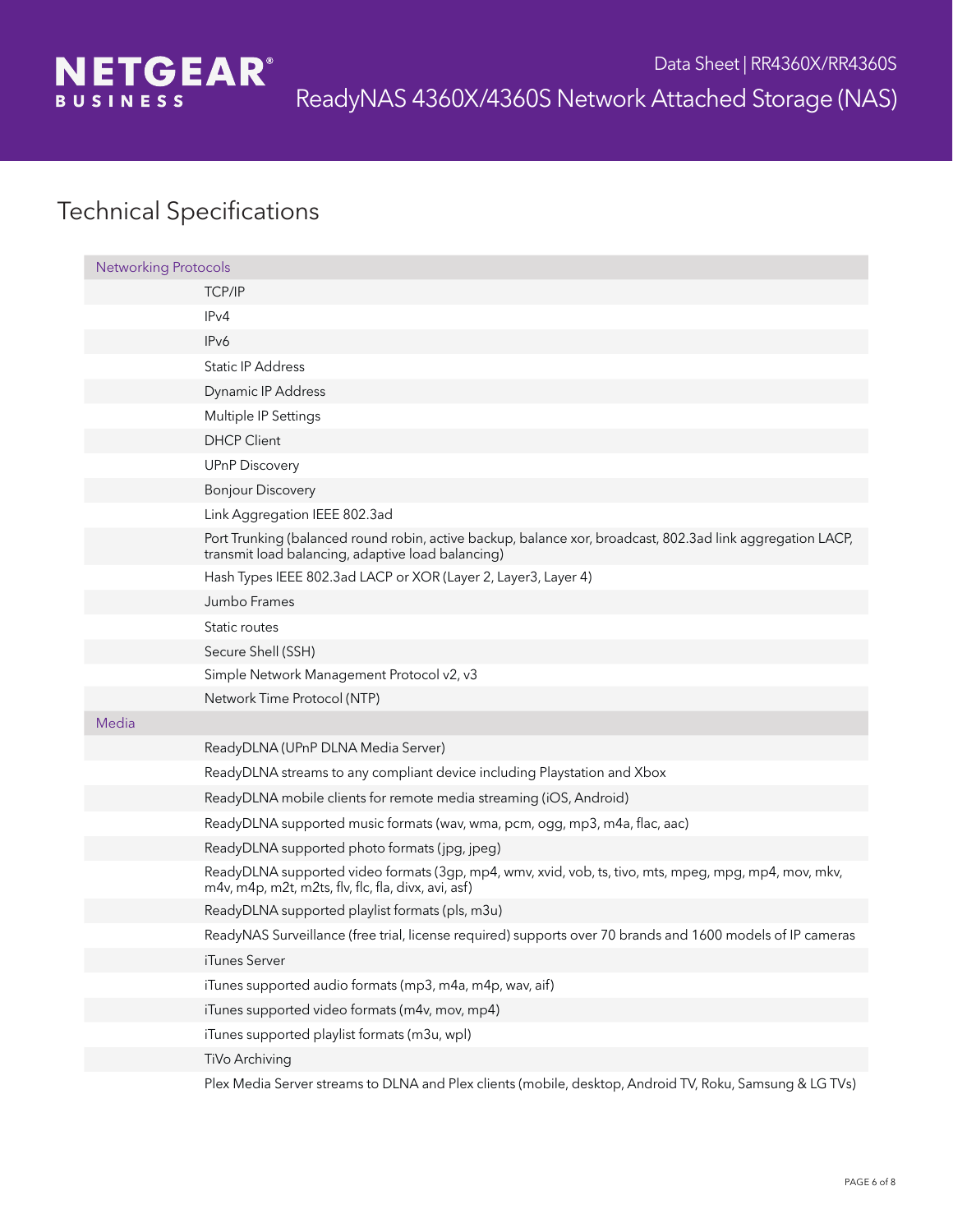# Technical Specifications

| Networking Protocols | |
|---|---|
| | TCP/IP |
| | IPv4 |
| | IPv6 |
| | Static IP Address |
| | Dynamic IP Address |
| | Multiple IP Settings |
| | DHCP Client |
| | UPnP Discovery |
| | Bonjour Discovery |
| | Link Aggregation IEEE 802.3ad |
| | Port Trunking (balanced round robin, active backup, balance xor, broadcast, 802.3ad link aggregation LACP, transmit load balancing, adaptive load balancing) |
| | Hash Types IEEE 802.3ad LACP or XOR (Layer 2, Layer3, Layer 4) |
| | Jumbo Frames |
| | Static routes |
| | Secure Shell (SSH) |
| | Simple Network Management Protocol v2, v3 |
| | Network Time Protocol (NTP) |
| **Media** | |
| | ReadyDLNA (UPnP DLNA Media Server) |
| | ReadyDLNA streams to any compliant device including Playstation and Xbox |
| | ReadyDLNA mobile clients for remote media streaming (iOS, Android) |
| | ReadyDLNA supported music formats (wav, wma, pcm, ogg, mp3, m4a, flac, aac) |
| | ReadyDLNA supported photo formats (jpg, jpeg) |
| | ReadyDLNA supported video formats (3gp, mp4, wmv, xvid, vob, ts, tivo, mts, mpeg, mpg, mp4, mov, mkv, m4v, m4p, m2t, m2ts, flv, flc, fla, divx, avi, asf) |
| | ReadyDLNA supported playlist formats (pls, m3u) |
| | ReadyNAS Surveillance (free trial, license required) supports over 70 brands and 1600 models of IP cameras |
| | iTunes Server |
| | iTunes supported audio formats (mp3, m4a, m4p, wav, aif) |
| | iTunes supported video formats (m4v, mov, mp4) |
| | iTunes supported playlist formats (m3u, wpl) |
| | TiVo Archiving |
| | Plex Media Server streams to DLNA and Plex clients (mobile, desktop, Android TV, Roku, Samsung & LG TVs) |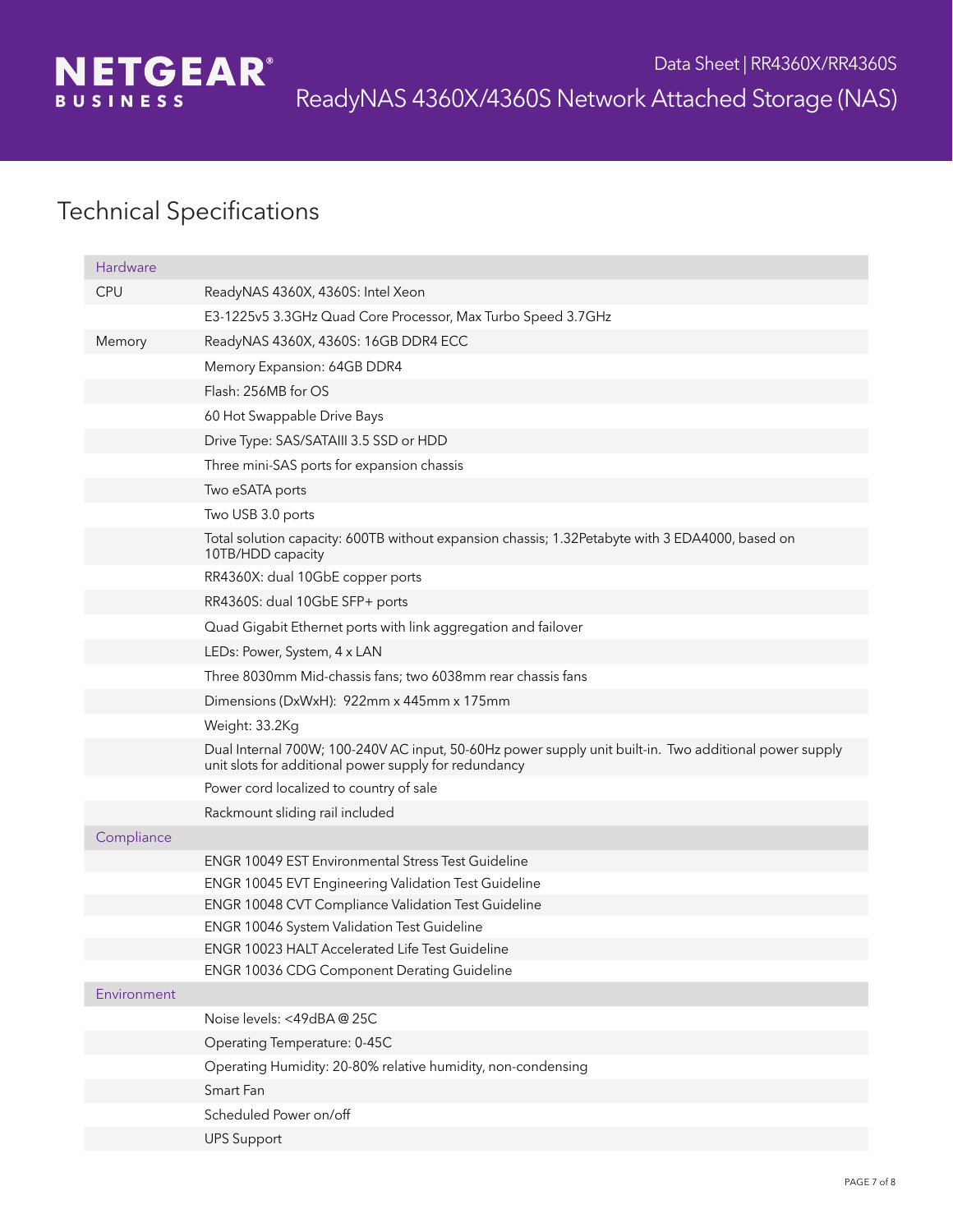# Technical Specifications

| Hardware | |
|---|---|
| CPU | ReadyNAS 4360X, 4360S: Intel Xeon |
| | E3-1225v5 3.3GHz Quad Core Processor, Max Turbo Speed 3.7GHz |
| Memory | ReadyNAS 4360X, 4360S: 16GB DDR4 ECC |
| | Memory Expansion: 64GB DDR4 |
| | Flash: 256MB for OS |
| | 60 Hot Swappable Drive Bays |
| | Drive Type: SAS/SATAIII 3.5 SSD or HDD |
| | Three mini-SAS ports for expansion chassis |
| | Two eSATA ports |
| | Two USB 3.0 ports |
| | Total solution capacity: 600TB without expansion chassis; 1.32Petabyte with 3 EDA4000, based on 10TB/HDD capacity |
| | RR4360X: dual 10GbE copper ports |
| | RR4360S: dual 10GbE SFP+ ports |
| | Quad Gigabit Ethernet ports with link aggregation and failover |
| | LEDs: Power, System, 4 x LAN |
| | Three 8030mm Mid-chassis fans; two 6038mm rear chassis fans |
| | Dimensions (DxWxH): 922mm x 445mm x 175mm |
| | Weight: 33.2Kg |
| | Dual Internal 700W; 100-240V AC input, 50-60Hz power supply unit built-in. Two additional power supply unit slots for additional power supply for redundancy |
| | Power cord localized to country of sale |
| | Rackmount sliding rail included |
| **Compliance** | |
| | ENGR 10049 EST Environmental Stress Test Guideline |
| | ENGR 10045 EVT Engineering Validation Test Guideline |
| | ENGR 10048 CVT Compliance Validation Test Guideline |
| | ENGR 10046 System Validation Test Guideline |
| | ENGR 10023 HALT Accelerated Life Test Guideline |
| | ENGR 10036 CDG Component Derating Guideline |
| **Environment** | |
| | Noise levels: <49dBA @ 25C |
| | Operating Temperature: 0-45C |
| | Operating Humidity: 20-80% relative humidity, non-condensing |
| | Smart Fan |
| | Scheduled Power on/off |
| | UPS Support |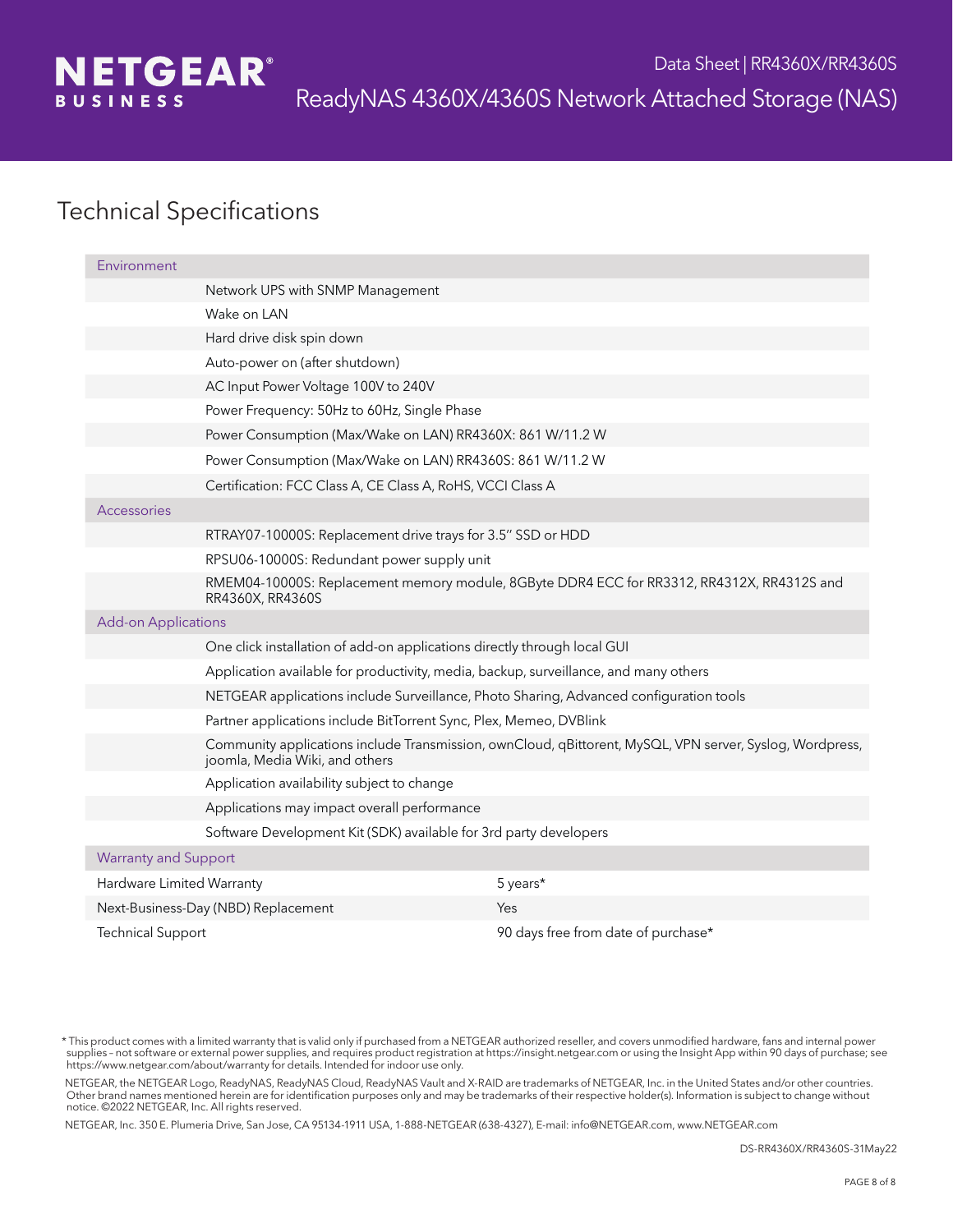## Technical Specifications

| | |
|---|---|
| **Environment** | |
| | Network UPS with SNMP Management |
| | Wake on LAN |
| | Hard drive disk spin down |
| | Auto-power on (after shutdown) |
| | AC Input Power Voltage 100V to 240V |
| | Power Frequency: 50Hz to 60Hz, Single Phase |
| | Power Consumption (Max/Wake on LAN) RR4360X: 861 W/11.2 W |
| | Power Consumption (Max/Wake on LAN) RR4360S: 861 W/11.2 W |
| | Certification: FCC Class A, CE Class A, RoHS, VCCI Class A |
| **Accessories** | |
| | RTRAY07-10000S: Replacement drive trays for 3.5" SSD or HDD |
| | RPSU06-10000S: Redundant power supply unit |
| | RMEM04-10000S: Replacement memory module, 8GByte DDR4 ECC for RR3312, RR4312X, RR4312S and RR4360X, RR4360S |
| **Add-on Applications** | |
| | One click installation of add-on applications directly through local GUI |
| | Application available for productivity, media, backup, surveillance, and many others |
| | NETGEAR applications include Surveillance, Photo Sharing, Advanced configuration tools |
| | Partner applications include BitTorrent Sync, Plex, Memeo, DVBlink |
| | Community applications include Transmission, ownCloud, qBittorent, MySQL, VPN server, Syslog, Wordpress, joomla, Media Wiki, and others |
| | Application availability subject to change |
| | Applications may impact overall performance |
| | Software Development Kit (SDK) available for 3rd party developers |

| Warranty and Support | |
|---|---|
| Hardware Limited Warranty | 5 years* |
| Next-Business-Day (NBD) Replacement | Yes |
| Technical Support | 90 days free from date of purchase* |

\* This product comes with a limited warranty that is valid only if purchased from a NETGEAR authorized reseller, and covers unmodified hardware, fans and internal power supplies – not software or external power supplies, and requires product registration at https://insight.netgear.com or using the Insight App within 90 days of purchase; see https://www.netgear.com/about/warranty for details. Intended for indoor use only.

NETGEAR, the NETGEAR Logo, ReadyNAS, ReadyNAS Cloud, ReadyNAS Vault and X-RAID are trademarks of NETGEAR, Inc. in the United States and/or other countries. Other brand names mentioned herein are for identification purposes only and may be trademarks of their respective holder(s). Information is subject to change without notice. ©2022 NETGEAR, Inc. All rights reserved.

NETGEAR, Inc. 350 E. Plumeria Drive, San Jose, CA 95134-1911 USA, 1-888-NETGEAR (638-4327), E-mail: info@NETGEAR.com, www.NETGEAR.com

DS-RR4360X/RR4360S-31May22